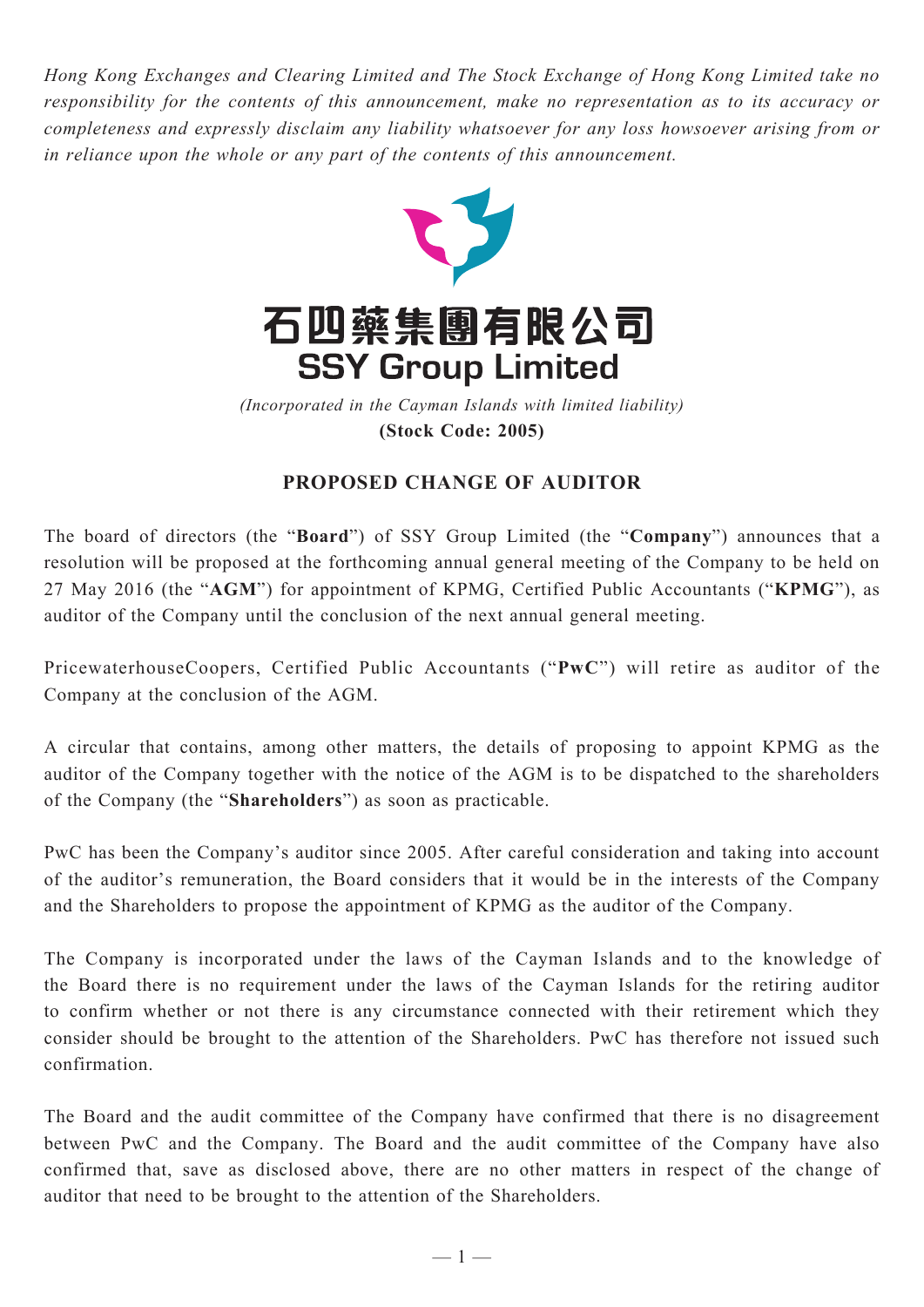*Hong Kong Exchanges and Clearing Limited and The Stock Exchange of Hong Kong Limited take no responsibility for the contents of this announcement, make no representation as to its accuracy or completeness and expressly disclaim any liability whatsoever for any loss howsoever arising from or in reliance upon the whole or any part of the contents of this announcement.*

# 石四藥集團有限公司
# SSY Group Limited

*(Incorporated in the Cayman Islands with limited liability)*
**(Stock Code: 2005)**

## PROPOSED CHANGE OF AUDITOR

The board of directors (the "**Board**") of SSY Group Limited (the "**Company**") announces that a resolution will be proposed at the forthcoming annual general meeting of the Company to be held on 27 May 2016 (the "**AGM**") for appointment of KPMG, Certified Public Accountants ("**KPMG**"), as auditor of the Company until the conclusion of the next annual general meeting.

PricewaterhouseCoopers, Certified Public Accountants ("**PwC**") will retire as auditor of the Company at the conclusion of the AGM.

A circular that contains, among other matters, the details of proposing to appoint KPMG as the auditor of the Company together with the notice of the AGM is to be dispatched to the shareholders of the Company (the "**Shareholders**") as soon as practicable.

PwC has been the Company's auditor since 2005. After careful consideration and taking into account of the auditor's remuneration, the Board considers that it would be in the interests of the Company and the Shareholders to propose the appointment of KPMG as the auditor of the Company.

The Company is incorporated under the laws of the Cayman Islands and to the knowledge of the Board there is no requirement under the laws of the Cayman Islands for the retiring auditor to confirm whether or not there is any circumstance connected with their retirement which they consider should be brought to the attention of the Shareholders. PwC has therefore not issued such confirmation.

The Board and the audit committee of the Company have confirmed that there is no disagreement between PwC and the Company. The Board and the audit committee of the Company have also confirmed that, save as disclosed above, there are no other matters in respect of the change of auditor that need to be brought to the attention of the Shareholders.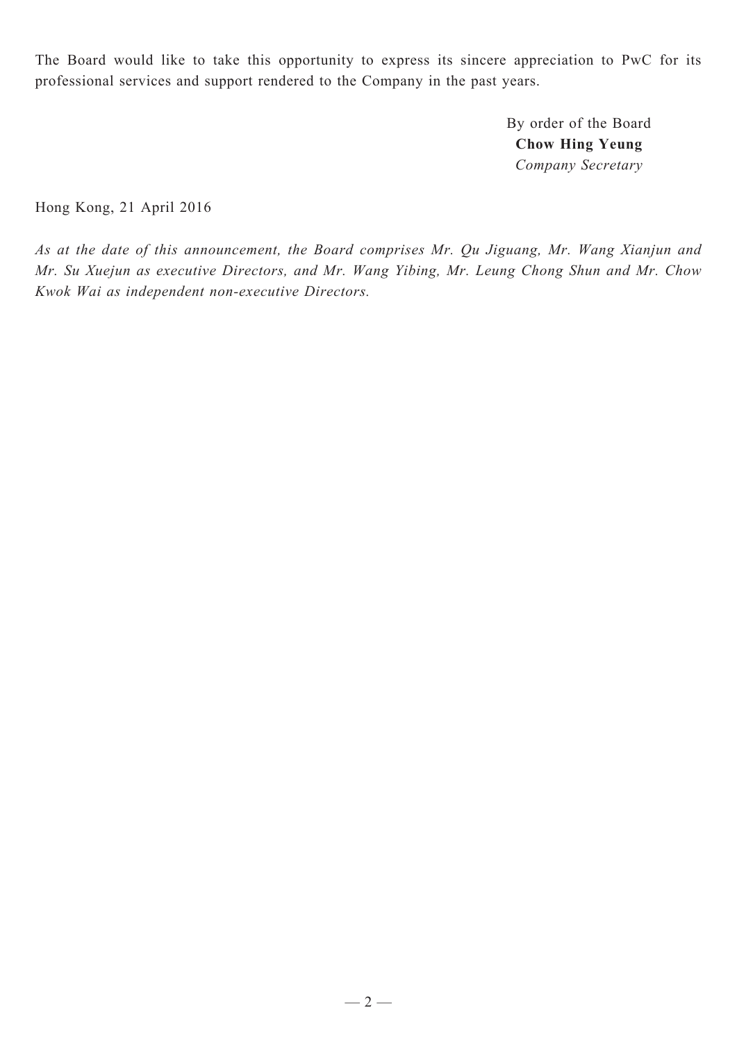The Board would like to take this opportunity to express its sincere appreciation to PwC for its professional services and support rendered to the Company in the past years.

By order of the Board
**Chow Hing Yeung**
*Company Secretary*

Hong Kong, 21 April 2016

*As at the date of this announcement, the Board comprises Mr. Qu Jiguang, Mr. Wang Xianjun and Mr. Su Xuejun as executive Directors, and Mr. Wang Yibing, Mr. Leung Chong Shun and Mr. Chow Kwok Wai as independent non-executive Directors.*